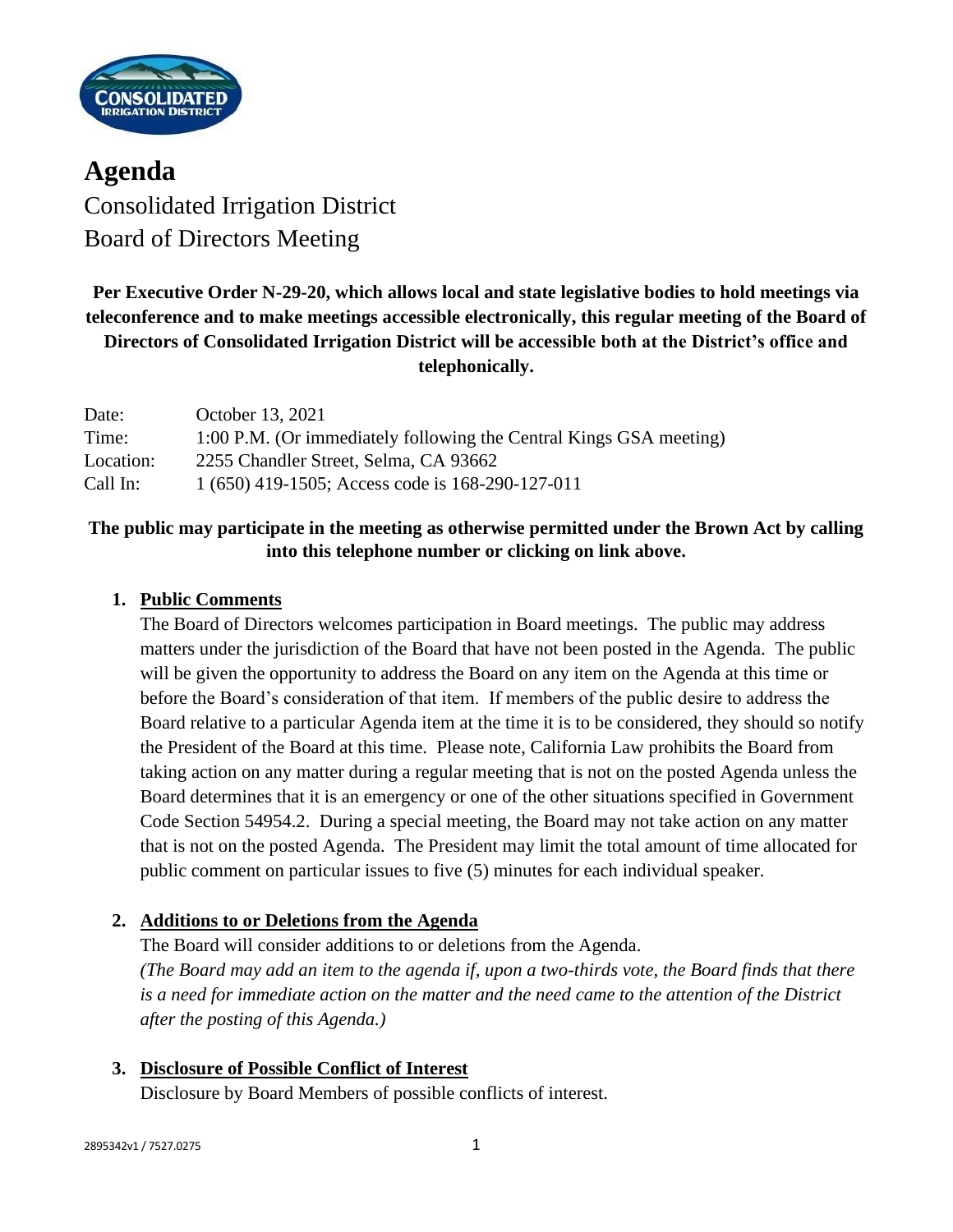# Agenda

Consolidated Irrigation District
Board of Directors Meeting

**Per Executive Order N-29-20, which allows local and state legislative bodies to hold meetings via teleconference and to make meetings accessible electronically, this regular meeting of the Board of Directors of Consolidated Irrigation District will be accessible both at the District's office and telephonically.**

| | |
|---|---|
| Date: | October 13, 2021 |
| Time: | 1:00 P.M. (Or immediately following the Central Kings GSA meeting) |
| Location: | 2255 Chandler Street, Selma, CA 93662 |
| Call In: | 1 (650) 419-1505; Access code is 168-290-127-011 |

**The public may participate in the meeting as otherwise permitted under the Brown Act by calling into this telephone number or clicking on link above.**

1. **Public Comments**

   The Board of Directors welcomes participation in Board meetings. The public may address matters under the jurisdiction of the Board that have not been posted in the Agenda. The public will be given the opportunity to address the Board on any item on the Agenda at this time or before the Board's consideration of that item. If members of the public desire to address the Board relative to a particular Agenda item at the time it is to be considered, they should so notify the President of the Board at this time. Please note, California Law prohibits the Board from taking action on any matter during a regular meeting that is not on the posted Agenda unless the Board determines that it is an emergency or one of the other situations specified in Government Code Section 54954.2. During a special meeting, the Board may not take action on any matter that is not on the posted Agenda. The President may limit the total amount of time allocated for public comment on particular issues to five (5) minutes for each individual speaker.

2. **Additions to or Deletions from the Agenda**

   The Board will consider additions to or deletions from the Agenda.
   *(The Board may add an item to the agenda if, upon a two-thirds vote, the Board finds that there is a need for immediate action on the matter and the need came to the attention of the District after the posting of this Agenda.)*

3. **Disclosure of Possible Conflict of Interest**

   Disclosure by Board Members of possible conflicts of interest.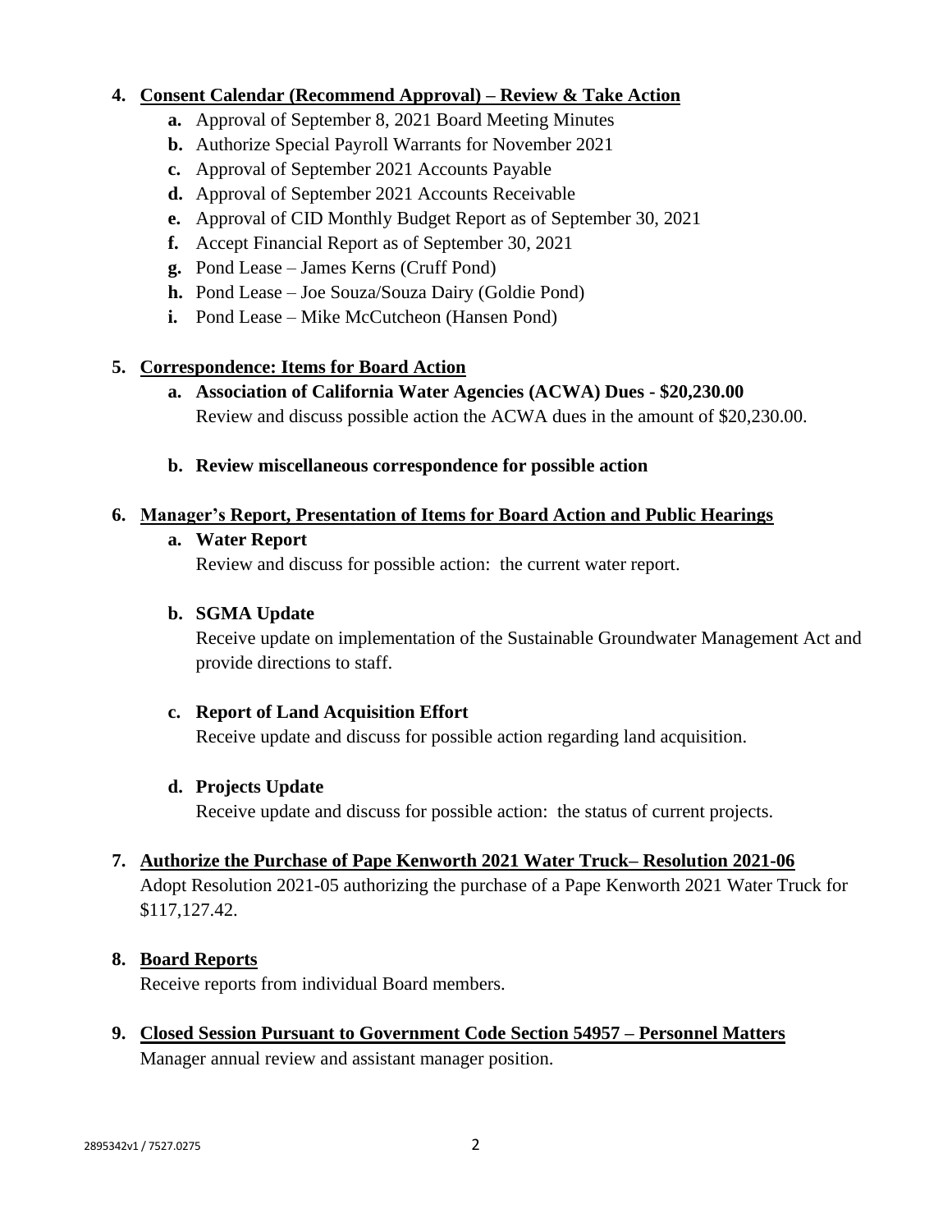4. **Consent Calendar (Recommend Approval) – Review & Take Action**
   - **a.** Approval of September 8, 2021 Board Meeting Minutes
   - **b.** Authorize Special Payroll Warrants for November 2021
   - **c.** Approval of September 2021 Accounts Payable
   - **d.** Approval of September 2021 Accounts Receivable
   - **e.** Approval of CID Monthly Budget Report as of September 30, 2021
   - **f.** Accept Financial Report as of September 30, 2021
   - **g.** Pond Lease – James Kerns (Cruff Pond)
   - **h.** Pond Lease – Joe Souza/Souza Dairy (Goldie Pond)
   - **i.** Pond Lease – Mike McCutcheon (Hansen Pond)

5. **Correspondence: Items for Board Action**
   - **a. Association of California Water Agencies (ACWA) Dues - $20,230.00**
     Review and discuss possible action the ACWA dues in the amount of $20,230.00.
   - **b. Review miscellaneous correspondence for possible action**

6. **Manager's Report, Presentation of Items for Board Action and Public Hearings**
   - **a. Water Report**
     Review and discuss for possible action: the current water report.
   - **b. SGMA Update**
     Receive update on implementation of the Sustainable Groundwater Management Act and provide directions to staff.
   - **c. Report of Land Acquisition Effort**
     Receive update and discuss for possible action regarding land acquisition.
   - **d. Projects Update**
     Receive update and discuss for possible action: the status of current projects.

7. **Authorize the Purchase of Pape Kenworth 2021 Water Truck– Resolution 2021-06**
   Adopt Resolution 2021-05 authorizing the purchase of a Pape Kenworth 2021 Water Truck for $117,127.42.

8. **Board Reports**
   Receive reports from individual Board members.

9. **Closed Session Pursuant to Government Code Section 54957 – Personnel Matters**
   Manager annual review and assistant manager position.

2895342v1 / 7527.0275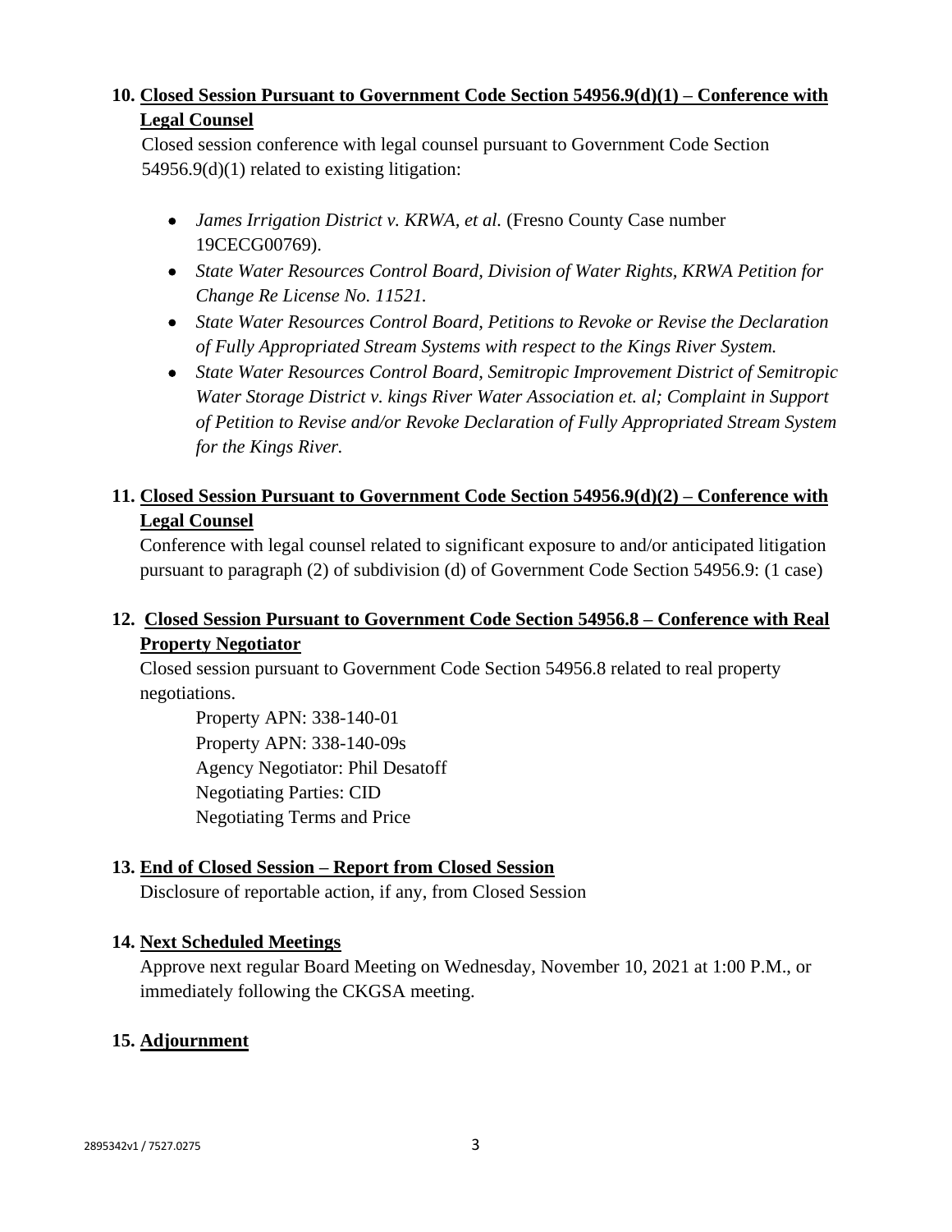**10. <u>Closed Session Pursuant to Government Code Section 54956.9(d)(1) – Conference with Legal Counsel</u>**

Closed session conference with legal counsel pursuant to Government Code Section 54956.9(d)(1) related to existing litigation:

- *James Irrigation District v. KRWA, et al.* (Fresno County Case number 19CECG00769).
- *State Water Resources Control Board, Division of Water Rights, KRWA Petition for Change Re License No. 11521.*
- *State Water Resources Control Board, Petitions to Revoke or Revise the Declaration of Fully Appropriated Stream Systems with respect to the Kings River System.*
- *State Water Resources Control Board, Semitropic Improvement District of Semitropic Water Storage District v. kings River Water Association et. al; Complaint in Support of Petition to Revise and/or Revoke Declaration of Fully Appropriated Stream System for the Kings River.*

**11. <u>Closed Session Pursuant to Government Code Section 54956.9(d)(2) – Conference with Legal Counsel</u>**

Conference with legal counsel related to significant exposure to and/or anticipated litigation pursuant to paragraph (2) of subdivision (d) of Government Code Section 54956.9: (1 case)

**12. <u>Closed Session Pursuant to Government Code Section 54956.8 – Conference with Real Property Negotiator</u>**

Closed session pursuant to Government Code Section 54956.8 related to real property negotiations.

Property APN: 338-140-01
Property APN: 338-140-09s
Agency Negotiator: Phil Desatoff
Negotiating Parties: CID
Negotiating Terms and Price

**13. <u>End of Closed Session – Report from Closed Session</u>**

Disclosure of reportable action, if any, from Closed Session

**14. <u>Next Scheduled Meetings</u>**

Approve next regular Board Meeting on Wednesday, November 10, 2021 at 1:00 P.M., or immediately following the CKGSA meeting.

**15. <u>Adjournment</u>**

2895342v1 / 7527.0275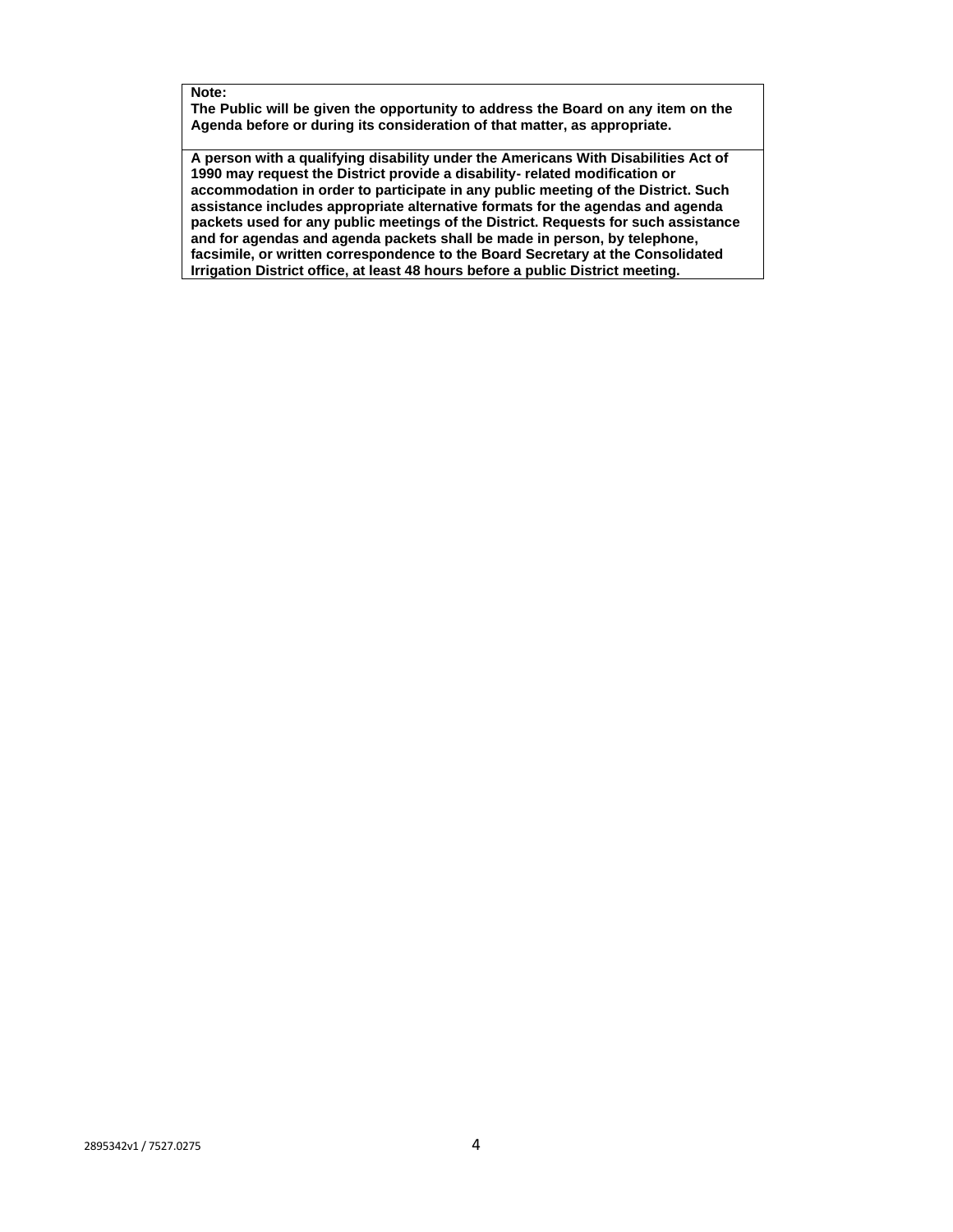**Note:**
**The Public will be given the opportunity to address the Board on any item on the Agenda before or during its consideration of that matter, as appropriate.**

**A person with a qualifying disability under the Americans With Disabilities Act of 1990 may request the District provide a disability- related modification or accommodation in order to participate in any public meeting of the District. Such assistance includes appropriate alternative formats for the agendas and agenda packets used for any public meetings of the District. Requests for such assistance and for agendas and agenda packets shall be made in person, by telephone, facsimile, or written correspondence to the Board Secretary at the Consolidated Irrigation District office, at least 48 hours before a public District meeting.**

2895342v1 / 7527.0275